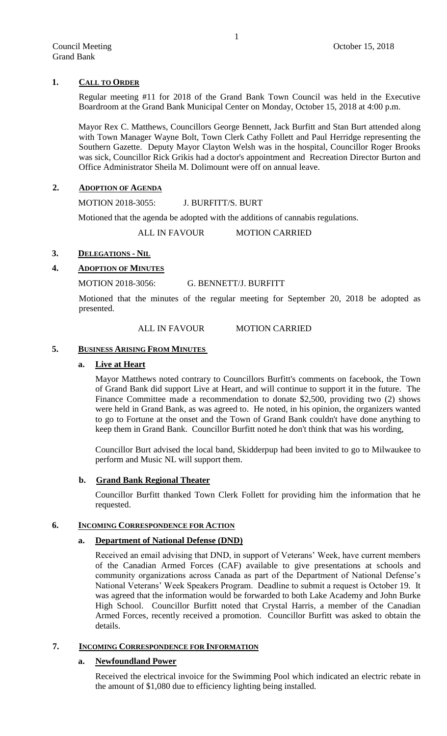Council Meeting
Grand Bank

October 15, 2018

## 1. CALL TO ORDER

Regular meeting #11 for 2018 of the Grand Bank Town Council was held in the Executive Boardroom at the Grand Bank Municipal Center on Monday, October 15, 2018 at 4:00 p.m.

Mayor Rex C. Matthews, Councillors George Bennett, Jack Burfitt and Stan Burt attended along with Town Manager Wayne Bolt, Town Clerk Cathy Follett and Paul Herridge representing the Southern Gazette. Deputy Mayor Clayton Welsh was in the hospital, Councillor Roger Brooks was sick, Councillor Rick Grikis had a doctor's appointment and Recreation Director Burton and Office Administrator Sheila M. Dolimount were off on annual leave.

## 2. ADOPTION OF AGENDA

MOTION 2018-3055: J. BURFITT/S. BURT

Motioned that the agenda be adopted with the additions of cannabis regulations.

ALL IN FAVOUR MOTION CARRIED

## 3. DELEGATIONS - NIL

## 4. ADOPTION OF MINUTES

MOTION 2018-3056: G. BENNETT/J. BURFITT

Motioned that the minutes of the regular meeting for September 20, 2018 be adopted as presented.

ALL IN FAVOUR MOTION CARRIED

## 5. BUSINESS ARISING FROM MINUTES

### a. Live at Heart

Mayor Matthews noted contrary to Councillors Burfitt's comments on facebook, the Town of Grand Bank did support Live at Heart, and will continue to support it in the future. The Finance Committee made a recommendation to donate $2,500, providing two (2) shows were held in Grand Bank, as was agreed to. He noted, in his opinion, the organizers wanted to go to Fortune at the onset and the Town of Grand Bank couldn't have done anything to keep them in Grand Bank. Councillor Burfitt noted he don't think that was his wording,

Councillor Burt advised the local band, Skidderpup had been invited to go to Milwaukee to perform and Music NL will support them.

### b. Grand Bank Regional Theater

Councillor Burfitt thanked Town Clerk Follett for providing him the information that he requested.

## 6. INCOMING CORRESPONDENCE FOR ACTION

### a. Department of National Defense (DND)

Received an email advising that DND, in support of Veterans' Week, have current members of the Canadian Armed Forces (CAF) available to give presentations at schools and community organizations across Canada as part of the Department of National Defense's National Veterans' Week Speakers Program. Deadline to submit a request is October 19. It was agreed that the information would be forwarded to both Lake Academy and John Burke High School. Councillor Burfitt noted that Crystal Harris, a member of the Canadian Armed Forces, recently received a promotion. Councillor Burfitt was asked to obtain the details.

## 7. INCOMING CORRESPONDENCE FOR INFORMATION

### a. Newfoundland Power

Received the electrical invoice for the Swimming Pool which indicated an electric rebate in the amount of $1,080 due to efficiency lighting being installed.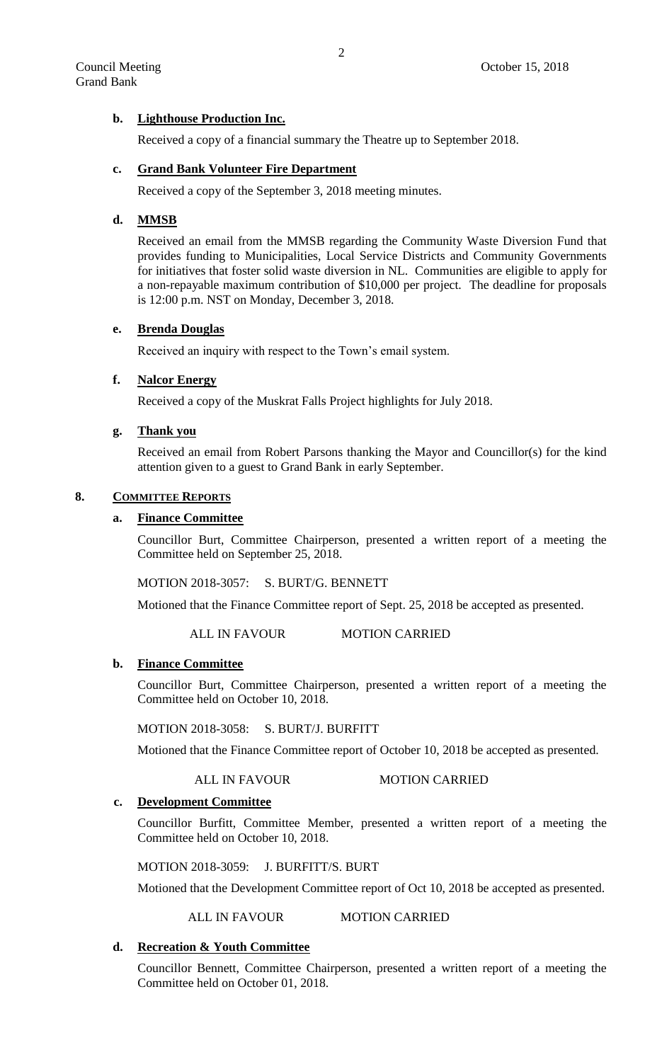**b. Lighthouse Production Inc.**

Received a copy of a financial summary the Theatre up to September 2018.

**c. Grand Bank Volunteer Fire Department**

Received a copy of the September 3, 2018 meeting minutes.

**d. MMSB**

Received an email from the MMSB regarding the Community Waste Diversion Fund that provides funding to Municipalities, Local Service Districts and Community Governments for initiatives that foster solid waste diversion in NL. Communities are eligible to apply for a non-repayable maximum contribution of $10,000 per project. The deadline for proposals is 12:00 p.m. NST on Monday, December 3, 2018.

**e. Brenda Douglas**

Received an inquiry with respect to the Town's email system.

**f. Nalcor Energy**

Received a copy of the Muskrat Falls Project highlights for July 2018.

**g. Thank you**

Received an email from Robert Parsons thanking the Mayor and Councillor(s) for the kind attention given to a guest to Grand Bank in early September.

## 8. COMMITTEE REPORTS

**a. Finance Committee**

Councillor Burt, Committee Chairperson, presented a written report of a meeting the Committee held on September 25, 2018.

MOTION 2018-3057: S. BURT/G. BENNETT

Motioned that the Finance Committee report of Sept. 25, 2018 be accepted as presented.

ALL IN FAVOUR MOTION CARRIED

**b. Finance Committee**

Councillor Burt, Committee Chairperson, presented a written report of a meeting the Committee held on October 10, 2018.

MOTION 2018-3058: S. BURT/J. BURFITT

Motioned that the Finance Committee report of October 10, 2018 be accepted as presented.

ALL IN FAVOUR MOTION CARRIED

**c. Development Committee**

Councillor Burfitt, Committee Member, presented a written report of a meeting the Committee held on October 10, 2018.

MOTION 2018-3059: J. BURFITT/S. BURT

Motioned that the Development Committee report of Oct 10, 2018 be accepted as presented.

ALL IN FAVOUR MOTION CARRIED

**d. Recreation & Youth Committee**

Councillor Bennett, Committee Chairperson, presented a written report of a meeting the Committee held on October 01, 2018.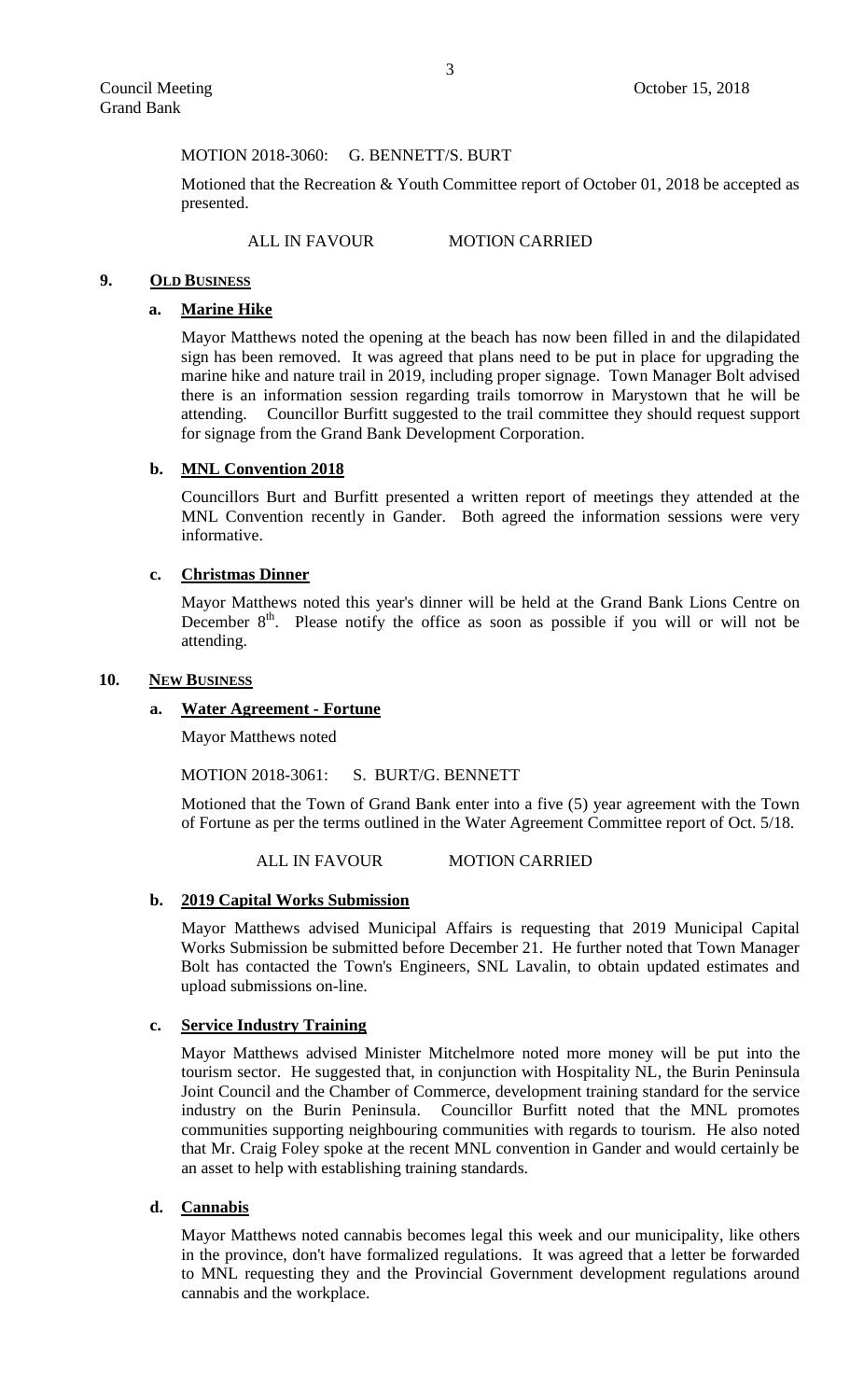MOTION 2018-3060: G. BENNETT/S. BURT

Motioned that the Recreation & Youth Committee report of October 01, 2018 be accepted as presented.

ALL IN FAVOUR MOTION CARRIED

## 9. OLD BUSINESS

### a. Marine Hike

Mayor Matthews noted the opening at the beach has now been filled in and the dilapidated sign has been removed. It was agreed that plans need to be put in place for upgrading the marine hike and nature trail in 2019, including proper signage. Town Manager Bolt advised there is an information session regarding trails tomorrow in Marystown that he will be attending. Councillor Burfitt suggested to the trail committee they should request support for signage from the Grand Bank Development Corporation.

### b. MNL Convention 2018

Councillors Burt and Burfitt presented a written report of meetings they attended at the MNL Convention recently in Gander. Both agreed the information sessions were very informative.

### c. Christmas Dinner

Mayor Matthews noted this year's dinner will be held at the Grand Bank Lions Centre on December 8th. Please notify the office as soon as possible if you will or will not be attending.

## 10. NEW BUSINESS

### a. Water Agreement - Fortune

Mayor Matthews noted

MOTION 2018-3061: S. BURT/G. BENNETT

Motioned that the Town of Grand Bank enter into a five (5) year agreement with the Town of Fortune as per the terms outlined in the Water Agreement Committee report of Oct. 5/18.

ALL IN FAVOUR MOTION CARRIED

### b. 2019 Capital Works Submission

Mayor Matthews advised Municipal Affairs is requesting that 2019 Municipal Capital Works Submission be submitted before December 21. He further noted that Town Manager Bolt has contacted the Town's Engineers, SNL Lavalin, to obtain updated estimates and upload submissions on-line.

### c. Service Industry Training

Mayor Matthews advised Minister Mitchelmore noted more money will be put into the tourism sector. He suggested that, in conjunction with Hospitality NL, the Burin Peninsula Joint Council and the Chamber of Commerce, development training standard for the service industry on the Burin Peninsula. Councillor Burfitt noted that the MNL promotes communities supporting neighbouring communities with regards to tourism. He also noted that Mr. Craig Foley spoke at the recent MNL convention in Gander and would certainly be an asset to help with establishing training standards.

### d. Cannabis

Mayor Matthews noted cannabis becomes legal this week and our municipality, like others in the province, don't have formalized regulations. It was agreed that a letter be forwarded to MNL requesting they and the Provincial Government development regulations around cannabis and the workplace.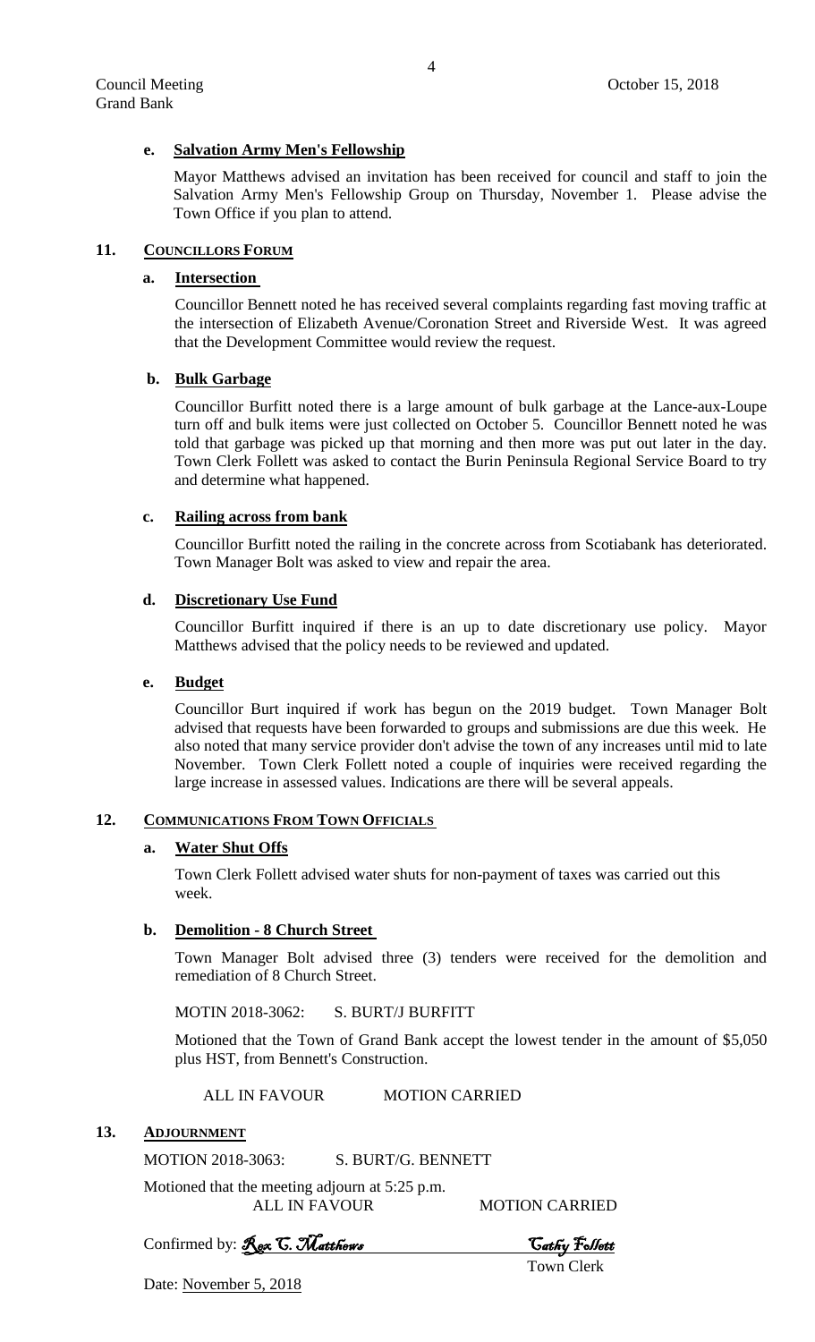### e. Salvation Army Men's Fellowship

Mayor Matthews advised an invitation has been received for council and staff to join the Salvation Army Men's Fellowship Group on Thursday, November 1. Please advise the Town Office if you plan to attend.

## 11. COUNCILLORS FORUM

### a. Intersection

Councillor Bennett noted he has received several complaints regarding fast moving traffic at the intersection of Elizabeth Avenue/Coronation Street and Riverside West. It was agreed that the Development Committee would review the request.

### b. Bulk Garbage

Councillor Burfitt noted there is a large amount of bulk garbage at the Lance-aux-Loupe turn off and bulk items were just collected on October 5. Councillor Bennett noted he was told that garbage was picked up that morning and then more was put out later in the day. Town Clerk Follett was asked to contact the Burin Peninsula Regional Service Board to try and determine what happened.

### c. Railing across from bank

Councillor Burfitt noted the railing in the concrete across from Scotiabank has deteriorated. Town Manager Bolt was asked to view and repair the area.

### d. Discretionary Use Fund

Councillor Burfitt inquired if there is an up to date discretionary use policy. Mayor Matthews advised that the policy needs to be reviewed and updated.

### e. Budget

Councillor Burt inquired if work has begun on the 2019 budget. Town Manager Bolt advised that requests have been forwarded to groups and submissions are due this week. He also noted that many service provider don't advise the town of any increases until mid to late November. Town Clerk Follett noted a couple of inquiries were received regarding the large increase in assessed values. Indications are there will be several appeals.

## 12. COMMUNICATIONS FROM TOWN OFFICIALS

### a. Water Shut Offs

Town Clerk Follett advised water shuts for non-payment of taxes was carried out this week.

### b. Demolition - 8 Church Street

Town Manager Bolt advised three (3) tenders were received for the demolition and remediation of 8 Church Street.

MOTIN 2018-3062: S. BURT/J BURFITT

Motioned that the Town of Grand Bank accept the lowest tender in the amount of $5,050 plus HST, from Bennett's Construction.

ALL IN FAVOUR MOTION CARRIED

## 13. ADJOURNMENT

MOTION 2018-3063: S. BURT/G. BENNETT

Motioned that the meeting adjourn at 5:25 p.m.

ALL IN FAVOUR MOTION CARRIED

Confirmed by: *Rex C. Matthews* *Cathy Follett*

Town Clerk

Date: November 5, 2018